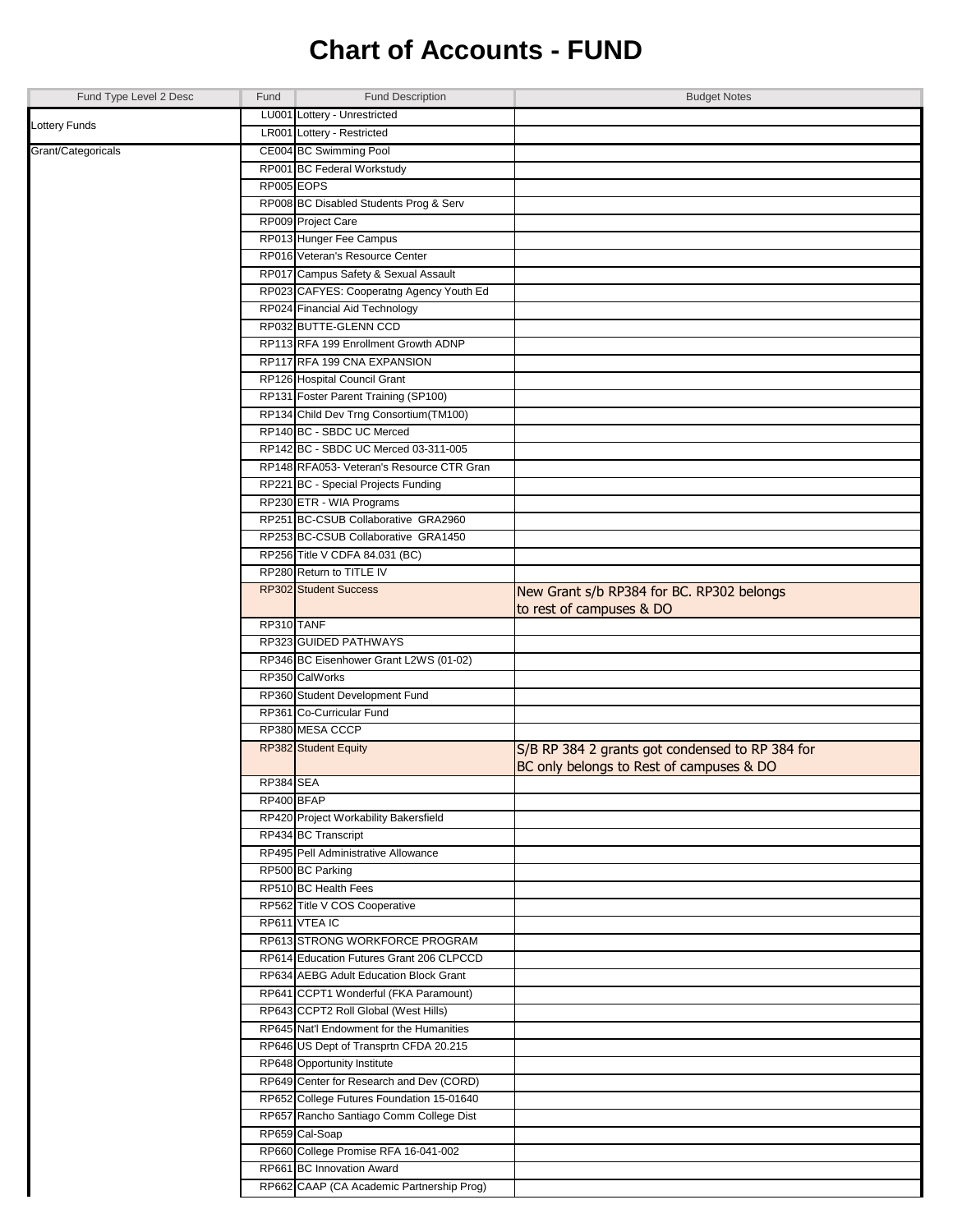# Chart of Accounts - FUND

| Fund Type Level 2 Desc | Fund | Fund Description | Budget Notes |
|---|---|---|---|
| Lottery Funds | LU001 | Lottery - Unrestricted | |
| | LR001 | Lottery - Restricted | |
| Grant/Categoricals | CE004 | BC Swimming Pool | |
| | RP001 | BC Federal Workstudy | |
| | RP005 | EOPS | |
| | RP008 | BC Disabled Students Prog & Serv | |
| | RP009 | Project Care | |
| | RP013 | Hunger Fee Campus | |
| | RP016 | Veteran's Resource Center | |
| | RP017 | Campus Safety & Sexual Assault | |
| | RP023 | CAFYES: Cooperatng Agency Youth Ed | |
| | RP024 | Financial Aid Technology | |
| | RP032 | BUTTE-GLENN CCD | |
| | RP113 | RFA 199 Enrollment Growth ADNP | |
| | RP117 | RFA 199 CNA EXPANSION | |
| | RP126 | Hospital Council Grant | |
| | RP131 | Foster Parent Training (SP100) | |
| | RP134 | Child Dev Trng Consortium(TM100) | |
| | RP140 | BC - SBDC UC Merced | |
| | RP142 | BC - SBDC UC Merced 03-311-005 | |
| | RP148 | RFA053- Veteran's Resource CTR Gran | |
| | RP221 | BC - Special Projects Funding | |
| | RP230 | ETR - WIA Programs | |
| | RP251 | BC-CSUB Collaborative GRA2960 | |
| | RP253 | BC-CSUB Collaborative GRA1450 | |
| | RP256 | Title V CDFA 84.031 (BC) | |
| | RP280 | Return to TITLE IV | |
| | RP302 | Student Success | New Grant s/b RP384 for BC. RP302 belongs to rest of campuses & DO |
| | RP310 | TANF | |
| | RP323 | GUIDED PATHWAYS | |
| | RP346 | BC Eisenhower Grant L2WS (01-02) | |
| | RP350 | CalWorks | |
| | RP360 | Student Development Fund | |
| | RP361 | Co-Curricular Fund | |
| | RP380 | MESA CCCP | |
| | RP382 | Student Equity | S/B RP 384 2 grants got condensed to RP 384 for BC only belongs to Rest of campuses & DO |
| | RP384 | SEA | |
| | RP400 | BFAP | |
| | RP420 | Project Workability Bakersfield | |
| | RP434 | BC Transcript | |
| | RP495 | Pell Administrative Allowance | |
| | RP500 | BC Parking | |
| | RP510 | BC Health Fees | |
| | RP562 | Title V COS Cooperative | |
| | RP611 | VTEA IC | |
| | RP613 | STRONG WORKFORCE PROGRAM | |
| | RP614 | Education Futures Grant 206 CLPCCD | |
| | RP634 | AEBG Adult Education Block Grant | |
| | RP641 | CCPT1 Wonderful (FKA Paramount) | |
| | RP643 | CCPT2 Roll Global (West Hills) | |
| | RP645 | Nat'l Endowment for the Humanities | |
| | RP646 | US Dept of Transprtn CFDA 20.215 | |
| | RP648 | Opportunity Institute | |
| | RP649 | Center for Research and Dev (CORD) | |
| | RP652 | College Futures Foundation 15-01640 | |
| | RP657 | Rancho Santiago Comm College Dist | |
| | RP659 | Cal-Soap | |
| | RP660 | College Promise RFA 16-041-002 | |
| | RP661 | BC Innovation Award | |
| | RP662 | CAAP (CA Academic Partnership Prog) | |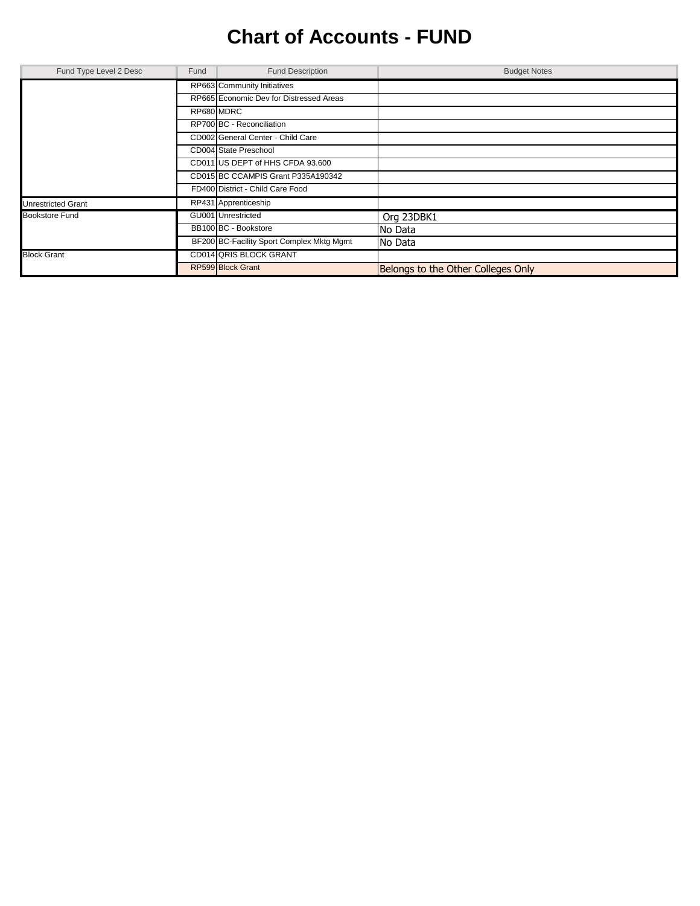# Chart of Accounts - FUND

| Fund Type Level 2 Desc | Fund | Fund Description | Budget Notes |
|---|---|---|---|
| | RP663 | Community Initiatives | |
| | RP665 | Economic Dev for Distressed Areas | |
| | RP680 | MDRC | |
| | RP700 | BC - Reconciliation | |
| | CD002 | General Center - Child Care | |
| | CD004 | State Preschool | |
| | CD011 | US DEPT of HHS CFDA 93.600 | |
| | CD015 | BC CCAMPIS Grant P335A190342 | |
| | FD400 | District - Child Care Food | |
| Unrestricted Grant | RP431 | Apprenticeship | |
| Bookstore Fund | GU001 | Unrestricted | Org 23DBK1 |
| | BB100 | BC - Bookstore | No Data |
| | BF200 | BC-Facility Sport Complex Mktg Mgmt | No Data |
| Block Grant | CD014 | QRIS BLOCK GRANT | |
| | RP599 | Block Grant | Belongs to the Other Colleges Only |